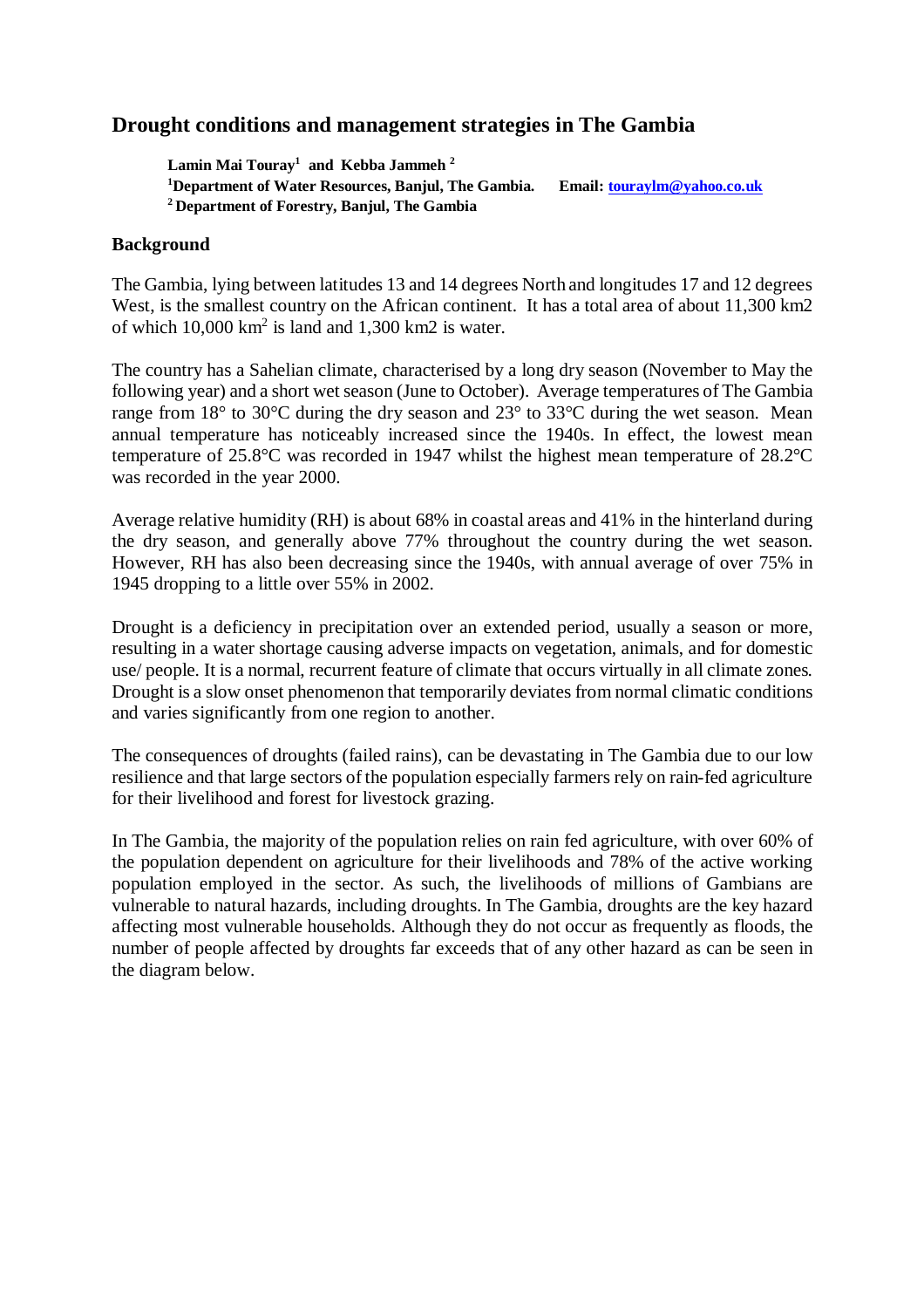# Drought conditions and management strategies in The Gambia

**Lamin Mai Touray[1] and Kebba Jammeh [2]**
**[1]Department of Water Resources, Banjul, The Gambia.** **Email: [touraylm@yahoo.co.uk](mailto:touraylm@yahoo.co.uk)**
**[2] Department of Forestry, Banjul, The Gambia**

## Background

The Gambia, lying between latitudes 13 and 14 degrees North and longitudes 17 and 12 degrees West, is the smallest country on the African continent. It has a total area of about 11,300 km2 of which 10,000 $km^2$ is land and 1,300 km2 is water.

The country has a Sahelian climate, characterised by a long dry season (November to May the following year) and a short wet season (June to October). Average temperatures of The Gambia range from 18° to 30°C during the dry season and 23° to 33°C during the wet season. Mean annual temperature has noticeably increased since the 1940s. In effect, the lowest mean temperature of 25.8°C was recorded in 1947 whilst the highest mean temperature of 28.2°C was recorded in the year 2000.

Average relative humidity (RH) is about 68% in coastal areas and 41% in the hinterland during the dry season, and generally above 77% throughout the country during the wet season. However, RH has also been decreasing since the 1940s, with annual average of over 75% in 1945 dropping to a little over 55% in 2002.

Drought is a deficiency in precipitation over an extended period, usually a season or more, resulting in a water shortage causing adverse impacts on vegetation, animals, and for domestic use/ people. It is a normal, recurrent feature of climate that occurs virtually in all climate zones. Drought is a slow onset phenomenon that temporarily deviates from normal climatic conditions and varies significantly from one region to another.

The consequences of droughts (failed rains), can be devastating in The Gambia due to our low resilience and that large sectors of the population especially farmers rely on rain-fed agriculture for their livelihood and forest for livestock grazing.

In The Gambia, the majority of the population relies on rain fed agriculture, with over 60% of the population dependent on agriculture for their livelihoods and 78% of the active working population employed in the sector. As such, the livelihoods of millions of Gambians are vulnerable to natural hazards, including droughts. In The Gambia, droughts are the key hazard affecting most vulnerable households. Although they do not occur as frequently as floods, the number of people affected by droughts far exceeds that of any other hazard as can be seen in the diagram below.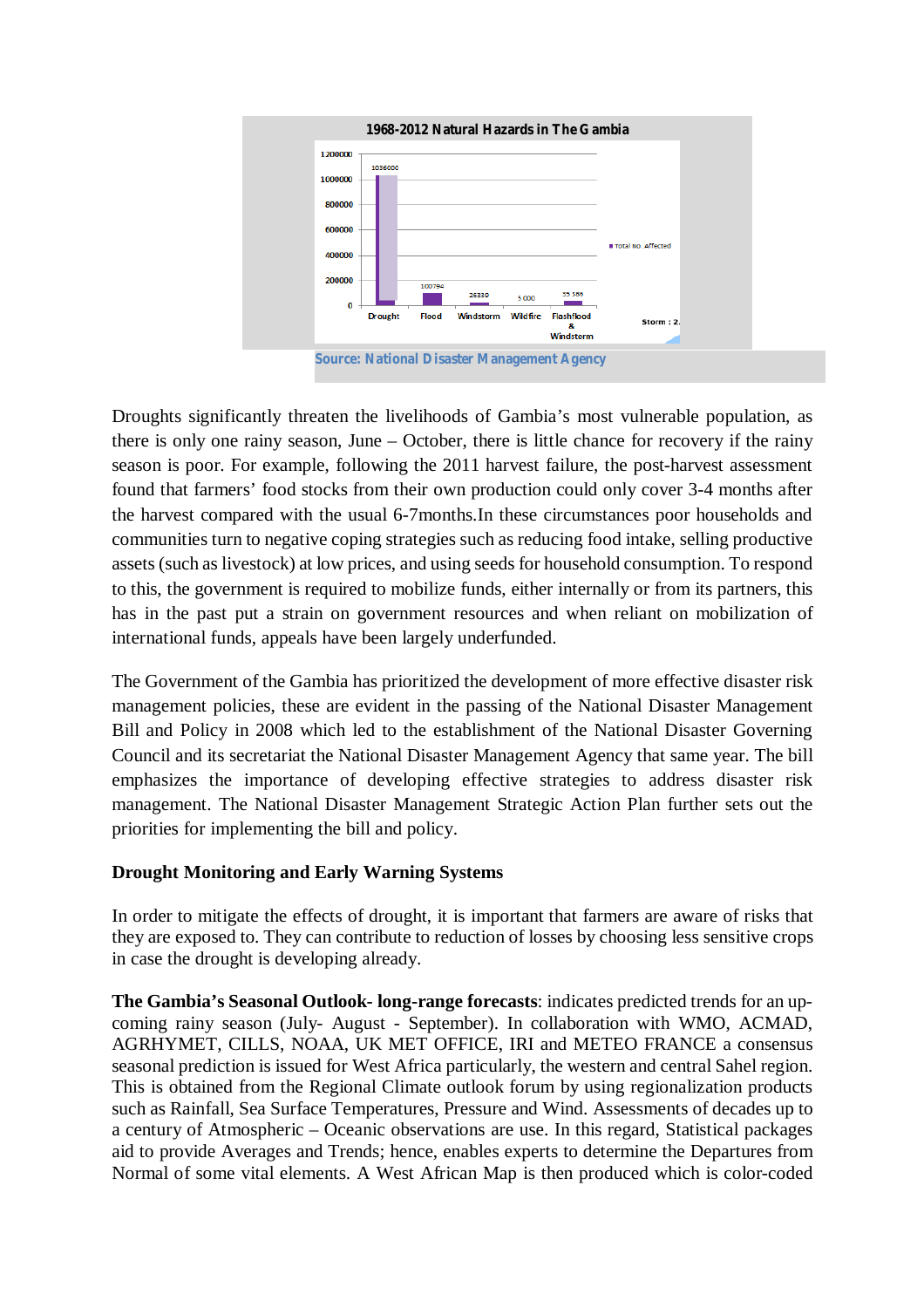1968-2012 Natural Hazards in The Gambia

| Hazard | Total No. Affected |
|---|---|
| Drought | 1036000 |
| Flood | 100794 |
| Windstorm | 26330 |
| Wildfire | 5 000 |
| Flashflood & Windstorm | 35 386 |

Storm : 2.

Source: National Disaster Management Agency

Droughts significantly threaten the livelihoods of Gambia's most vulnerable population, as there is only one rainy season, June – October, there is little chance for recovery if the rainy season is poor. For example, following the 2011 harvest failure, the post-harvest assessment found that farmers' food stocks from their own production could only cover 3-4 months after the harvest compared with the usual 6-7months.In these circumstances poor households and communities turn to negative coping strategies such as reducing food intake, selling productive assets (such as livestock) at low prices, and using seeds for household consumption. To respond to this, the government is required to mobilize funds, either internally or from its partners, this has in the past put a strain on government resources and when reliant on mobilization of international funds, appeals have been largely underfunded.

The Government of the Gambia has prioritized the development of more effective disaster risk management policies, these are evident in the passing of the National Disaster Management Bill and Policy in 2008 which led to the establishment of the National Disaster Governing Council and its secretariat the National Disaster Management Agency that same year. The bill emphasizes the importance of developing effective strategies to address disaster risk management. The National Disaster Management Strategic Action Plan further sets out the priorities for implementing the bill and policy.

## Drought Monitoring and Early Warning Systems

In order to mitigate the effects of drought, it is important that farmers are aware of risks that they are exposed to. They can contribute to reduction of losses by choosing less sensitive crops in case the drought is developing already.

**The Gambia's Seasonal Outlook- long-range forecasts**: indicates predicted trends for an up-coming rainy season (July- August - September). In collaboration with WMO, ACMAD, AGRHYMET, CILLS, NOAA, UK MET OFFICE, IRI and METEO FRANCE a consensus seasonal prediction is issued for West Africa particularly, the western and central Sahel region. This is obtained from the Regional Climate outlook forum by using regionalization products such as Rainfall, Sea Surface Temperatures, Pressure and Wind. Assessments of decades up to a century of Atmospheric – Oceanic observations are use. In this regard, Statistical packages aid to provide Averages and Trends; hence, enables experts to determine the Departures from Normal of some vital elements. A West African Map is then produced which is color-coded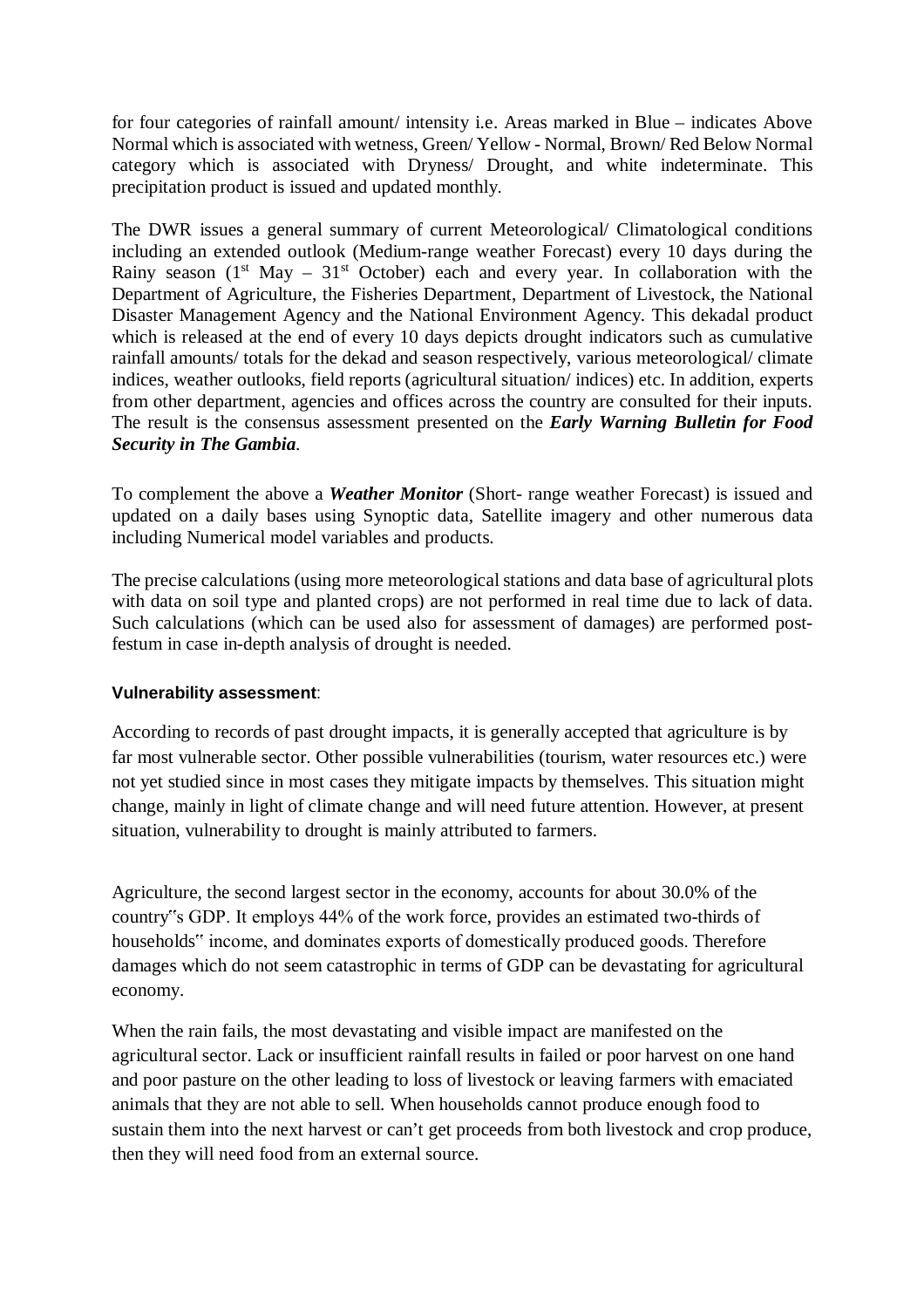for four categories of rainfall amount/ intensity i.e. Areas marked in Blue – indicates Above Normal which is associated with wetness, Green/ Yellow - Normal, Brown/ Red Below Normal category which is associated with Dryness/ Drought, and white indeterminate. This precipitation product is issued and updated monthly.

The DWR issues a general summary of current Meteorological/ Climatological conditions including an extended outlook (Medium-range weather Forecast) every 10 days during the Rainy season (1st May – 31st October) each and every year. In collaboration with the Department of Agriculture, the Fisheries Department, Department of Livestock, the National Disaster Management Agency and the National Environment Agency. This dekadal product which is released at the end of every 10 days depicts drought indicators such as cumulative rainfall amounts/ totals for the dekad and season respectively, various meteorological/ climate indices, weather outlooks, field reports (agricultural situation/ indices) etc. In addition, experts from other department, agencies and offices across the country are consulted for their inputs. The result is the consensus assessment presented on the ***Early Warning Bulletin for Food Security in The Gambia***.

To complement the above a ***Weather Monitor*** (Short- range weather Forecast) is issued and updated on a daily bases using Synoptic data, Satellite imagery and other numerous data including Numerical model variables and products.

The precise calculations (using more meteorological stations and data base of agricultural plots with data on soil type and planted crops) are not performed in real time due to lack of data. Such calculations (which can be used also for assessment of damages) are performed post-festum in case in-depth analysis of drought is needed.

**Vulnerability assessment**:

According to records of past drought impacts, it is generally accepted that agriculture is by far most vulnerable sector. Other possible vulnerabilities (tourism, water resources etc.) were not yet studied since in most cases they mitigate impacts by themselves. This situation might change, mainly in light of climate change and will need future attention. However, at present situation, vulnerability to drought is mainly attributed to farmers.

Agriculture, the second largest sector in the economy, accounts for about 30.0% of the country‟s GDP. It employs 44% of the work force, provides an estimated two-thirds of households‟ income, and dominates exports of domestically produced goods. Therefore damages which do not seem catastrophic in terms of GDP can be devastating for agricultural economy.

When the rain fails, the most devastating and visible impact are manifested on the agricultural sector. Lack or insufficient rainfall results in failed or poor harvest on one hand and poor pasture on the other leading to loss of livestock or leaving farmers with emaciated animals that they are not able to sell. When households cannot produce enough food to sustain them into the next harvest or can't get proceeds from both livestock and crop produce, then they will need food from an external source.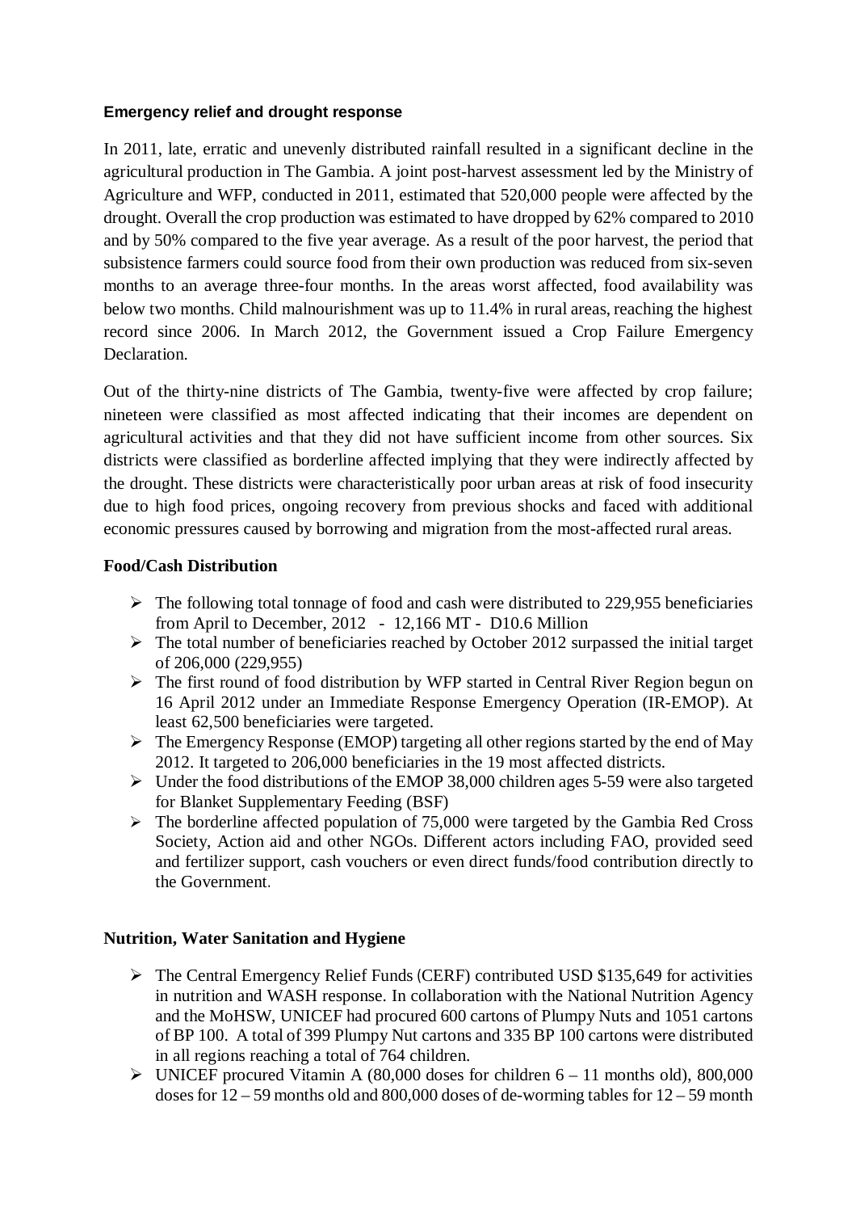#### Emergency relief and drought response

In 2011, late, erratic and unevenly distributed rainfall resulted in a significant decline in the agricultural production in The Gambia. A joint post-harvest assessment led by the Ministry of Agriculture and WFP, conducted in 2011, estimated that 520,000 people were affected by the drought. Overall the crop production was estimated to have dropped by 62% compared to 2010 and by 50% compared to the five year average. As a result of the poor harvest, the period that subsistence farmers could source food from their own production was reduced from six-seven months to an average three-four months. In the areas worst affected, food availability was below two months. Child malnourishment was up to 11.4% in rural areas, reaching the highest record since 2006. In March 2012, the Government issued a Crop Failure Emergency Declaration.

Out of the thirty-nine districts of The Gambia, twenty-five were affected by crop failure; nineteen were classified as most affected indicating that their incomes are dependent on agricultural activities and that they did not have sufficient income from other sources. Six districts were classified as borderline affected implying that they were indirectly affected by the drought. These districts were characteristically poor urban areas at risk of food insecurity due to high food prices, ongoing recovery from previous shocks and faced with additional economic pressures caused by borrowing and migration from the most-affected rural areas.

**Food/Cash Distribution**

- The following total tonnage of food and cash were distributed to 229,955 beneficiaries from April to December, 2012 - 12,166 MT - D10.6 Million
- The total number of beneficiaries reached by October 2012 surpassed the initial target of 206,000 (229,955)
- The first round of food distribution by WFP started in Central River Region begun on 16 April 2012 under an Immediate Response Emergency Operation (IR-EMOP). At least 62,500 beneficiaries were targeted.
- The Emergency Response (EMOP) targeting all other regions started by the end of May 2012. It targeted to 206,000 beneficiaries in the 19 most affected districts.
- Under the food distributions of the EMOP 38,000 children ages 5-59 were also targeted for Blanket Supplementary Feeding (BSF)
- The borderline affected population of 75,000 were targeted by the Gambia Red Cross Society, Action aid and other NGOs. Different actors including FAO, provided seed and fertilizer support, cash vouchers or even direct funds/food contribution directly to the Government.

**Nutrition, Water Sanitation and Hygiene**

- The Central Emergency Relief Funds (CERF) contributed USD $135,649 for activities in nutrition and WASH response. In collaboration with the National Nutrition Agency and the MoHSW, UNICEF had procured 600 cartons of Plumpy Nuts and 1051 cartons of BP 100. A total of 399 Plumpy Nut cartons and 335 BP 100 cartons were distributed in all regions reaching a total of 764 children.
- UNICEF procured Vitamin A (80,000 doses for children 6 – 11 months old), 800,000 doses for 12 – 59 months old and 800,000 doses of de-worming tables for 12 – 59 month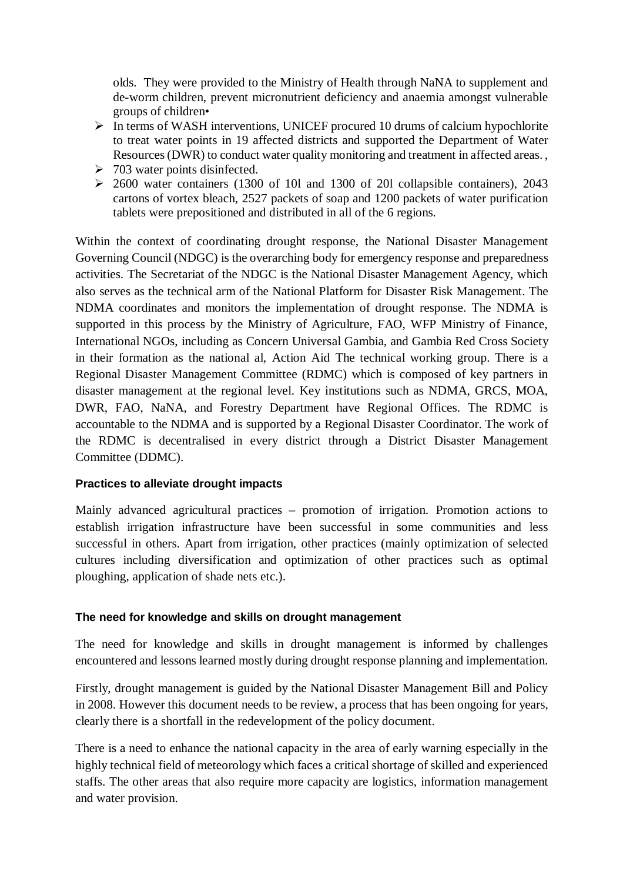olds. They were provided to the Ministry of Health through NaNA to supplement and de-worm children, prevent micronutrient deficiency and anaemia amongst vulnerable groups of children•

- In terms of WASH interventions, UNICEF procured 10 drums of calcium hypochlorite to treat water points in 19 affected districts and supported the Department of Water Resources (DWR) to conduct water quality monitoring and treatment in affected areas. ,
- 703 water points disinfected.
- 2600 water containers (1300 of 10l and 1300 of 20l collapsible containers), 2043 cartons of vortex bleach, 2527 packets of soap and 1200 packets of water purification tablets were prepositioned and distributed in all of the 6 regions.

Within the context of coordinating drought response, the National Disaster Management Governing Council (NDGC) is the overarching body for emergency response and preparedness activities. The Secretariat of the NDGC is the National Disaster Management Agency, which also serves as the technical arm of the National Platform for Disaster Risk Management. The NDMA coordinates and monitors the implementation of drought response. The NDMA is supported in this process by the Ministry of Agriculture, FAO, WFP Ministry of Finance, International NGOs, including as Concern Universal Gambia, and Gambia Red Cross Society in their formation as the national al, Action Aid The technical working group. There is a Regional Disaster Management Committee (RDMC) which is composed of key partners in disaster management at the regional level. Key institutions such as NDMA, GRCS, MOA, DWR, FAO, NaNA, and Forestry Department have Regional Offices. The RDMC is accountable to the NDMA and is supported by a Regional Disaster Coordinator. The work of the RDMC is decentralised in every district through a District Disaster Management Committee (DDMC).

**Practices to alleviate drought impacts**

Mainly advanced agricultural practices – promotion of irrigation. Promotion actions to establish irrigation infrastructure have been successful in some communities and less successful in others. Apart from irrigation, other practices (mainly optimization of selected cultures including diversification and optimization of other practices such as optimal ploughing, application of shade nets etc.).

**The need for knowledge and skills on drought management**

The need for knowledge and skills in drought management is informed by challenges encountered and lessons learned mostly during drought response planning and implementation.

Firstly, drought management is guided by the National Disaster Management Bill and Policy in 2008. However this document needs to be review, a process that has been ongoing for years, clearly there is a shortfall in the redevelopment of the policy document.

There is a need to enhance the national capacity in the area of early warning especially in the highly technical field of meteorology which faces a critical shortage of skilled and experienced staffs. The other areas that also require more capacity are logistics, information management and water provision.